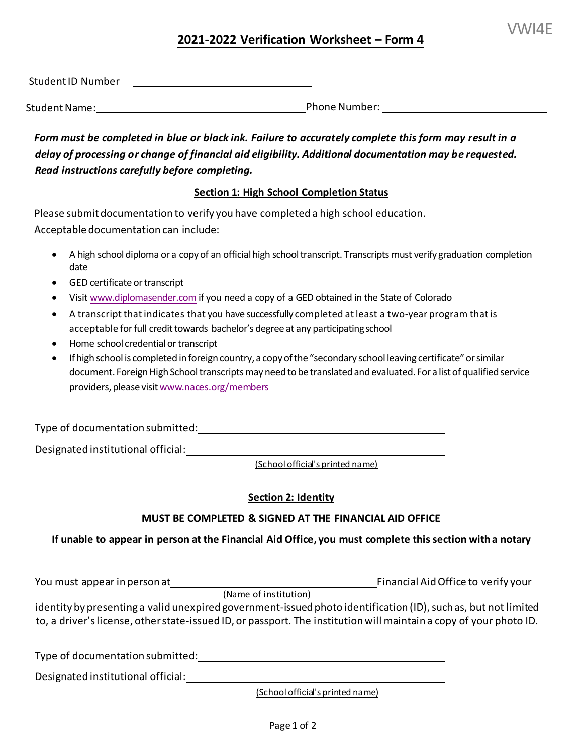VWI4E

# 2021-2022 Verification Worksheet – Form 4

Student ID Number \_\_\_\_\_\_\_\_\_\_\_\_\_\_\_\_\_\_\_\_\_\_\_\_\_\_\_\_

Student Name: \_\_\_\_\_\_\_\_\_\_\_\_\_\_\_\_\_\_\_\_\_\_\_\_\_\_\_\_\_\_\_\_ Phone Number: \_\_\_\_\_\_\_\_\_\_\_\_\_\_\_\_\_\_\_\_\_\_\_\_

***Form must be completed in blue or black ink. Failure to accurately complete this form may result in a delay of processing or change of financial aid eligibility. Additional documentation may be requested. Read instructions carefully before completing.***

## Section 1: High School Completion Status

Please submit documentation to verify you have completed a high school education.
Acceptable documentation can include:

- A high school diploma or a copy of an official high school transcript. Transcripts must verify graduation completion date
- GED certificate or transcript
- Visit www.diplomasender.com if you need a copy of a GED obtained in the State of Colorado
- A transcript that indicates that you have successfully completed at least a two-year program that is acceptable for full credit towards bachelor's degree at any participating school
- Home school credential or transcript
- If high school is completed in foreign country, a copy of the "secondary school leaving certificate" or similar document. Foreign High School transcripts may need to be translated and evaluated. For a list of qualified service providers, please visit www.naces.org/members

Type of documentation submitted: \_\_\_\_\_\_\_\_\_\_\_\_\_\_\_\_\_\_\_\_\_\_\_\_\_\_\_\_\_\_\_\_\_\_\_\_\_\_

Designated institutional official: \_\_\_\_\_\_\_\_\_\_\_\_\_\_\_\_\_\_\_\_\_\_\_\_\_\_\_\_\_\_\_\_\_\_\_\_\_\_
(School official's printed name)

## Section 2: Identity

**MUST BE COMPLETED & SIGNED AT THE FINANCIAL AID OFFICE**

**If unable to appear in person at the Financial Aid Office, you must complete this section with a notary**

You must appear in person at \_\_\_\_\_\_\_\_\_\_\_\_\_\_\_\_\_\_\_\_\_\_\_\_\_\_\_\_\_\_\_\_ Financial Aid Office to verify your
(Name of institution)
identity by presenting a valid unexpired government-issued photo identification (ID), such as, but not limited to, a driver's license, other state-issued ID, or passport. The institution will maintain a copy of your photo ID.

Type of documentation submitted: \_\_\_\_\_\_\_\_\_\_\_\_\_\_\_\_\_\_\_\_\_\_\_\_\_\_\_\_\_\_\_\_\_\_\_\_\_\_

Designated institutional official: \_\_\_\_\_\_\_\_\_\_\_\_\_\_\_\_\_\_\_\_\_\_\_\_\_\_\_\_\_\_\_\_\_\_\_\_\_\_
(School official's printed name)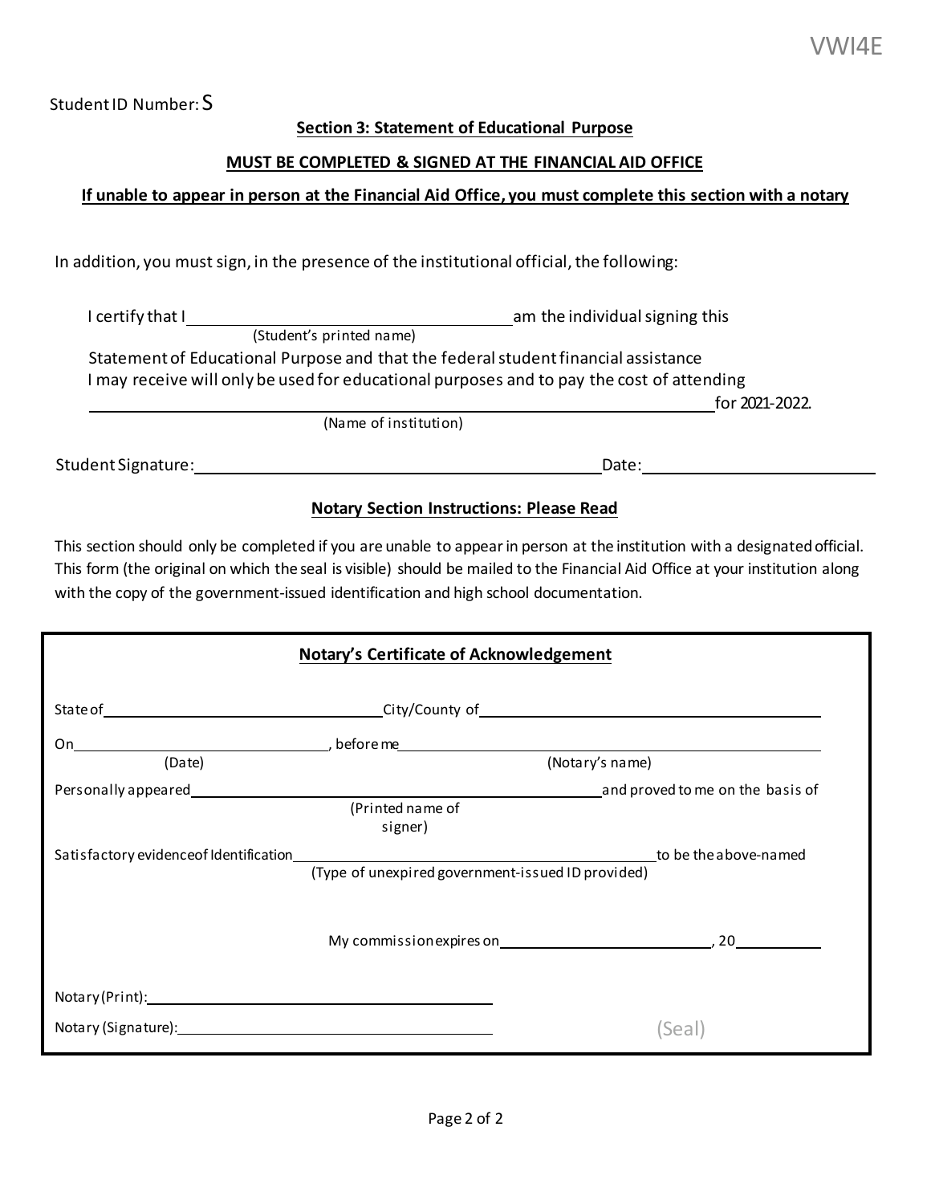Student ID Number: S

**Section 3: Statement of Educational Purpose**

**MUST BE COMPLETED & SIGNED AT THE FINANCIAL AID OFFICE**

**If unable to appear in person at the Financial Aid Office, you must complete this section with a notary**

In addition, you must sign, in the presence of the institutional official, the following:

I certify that I ______________________________ am the individual signing this
(Student's printed name)
Statement of Educational Purpose and that the federal student financial assistance I may receive will only be used for educational purposes and to pay the cost of attending
______________________________________________ for 2021-2022.
(Name of institution)

Student Signature: ______________________________ Date: ____________________

**Notary Section Instructions: Please Read**

This section should only be completed if you are unable to appear in person at the institution with a designated official. This form (the original on which the seal is visible) should be mailed to the Financial Aid Office at your institution along with the copy of the government-issued identification and high school documentation.

**Notary's Certificate of Acknowledgement**

State of ______________________ City/County of ______________________

On ______________________, before me ______________________
(Date) (Notary's name)

Personally appeared ______________________ and proved to me on the basis of
(Printed name of signer)

Satisfactory evidence of Identification ______________________ to be the above-named
(Type of unexpired government-issued ID provided)

My commission expires on ______________________, 20________

Notary (Print): ______________________

Notary (Signature): ______________________ (Seal)